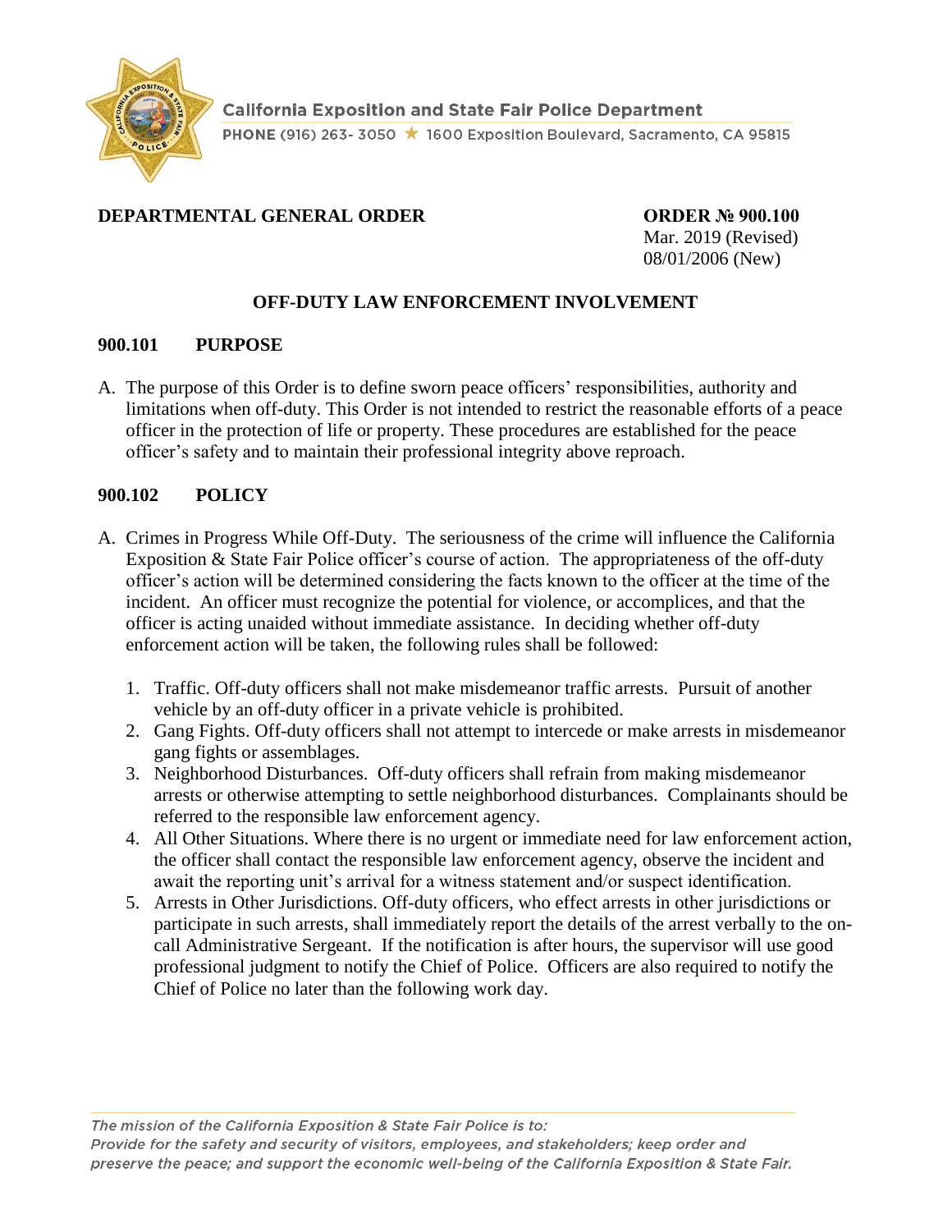California Exposition and State Fair Police Department

PHONE (916) 263- 3050 ★ 1600 Exposition Boulevard, Sacramento, CA 95815

**DEPARTMENTAL GENERAL ORDER**

**ORDER № 900.100**
Mar. 2019 (Revised)
08/01/2006 (New)

# OFF-DUTY LAW ENFORCEMENT INVOLVEMENT

## 900.101 PURPOSE

A. The purpose of this Order is to define sworn peace officers' responsibilities, authority and limitations when off-duty. This Order is not intended to restrict the reasonable efforts of a peace officer in the protection of life or property. These procedures are established for the peace officer's safety and to maintain their professional integrity above reproach.

## 900.102 POLICY

A. Crimes in Progress While Off-Duty. The seriousness of the crime will influence the California Exposition & State Fair Police officer's course of action. The appropriateness of the off-duty officer's action will be determined considering the facts known to the officer at the time of the incident. An officer must recognize the potential for violence, or accomplices, and that the officer is acting unaided without immediate assistance. In deciding whether off-duty enforcement action will be taken, the following rules shall be followed:

1. Traffic. Off-duty officers shall not make misdemeanor traffic arrests. Pursuit of another vehicle by an off-duty officer in a private vehicle is prohibited.
2. Gang Fights. Off-duty officers shall not attempt to intercede or make arrests in misdemeanor gang fights or assemblages.
3. Neighborhood Disturbances. Off-duty officers shall refrain from making misdemeanor arrests or otherwise attempting to settle neighborhood disturbances. Complainants should be referred to the responsible law enforcement agency.
4. All Other Situations. Where there is no urgent or immediate need for law enforcement action, the officer shall contact the responsible law enforcement agency, observe the incident and await the reporting unit's arrival for a witness statement and/or suspect identification.
5. Arrests in Other Jurisdictions. Off-duty officers, who effect arrests in other jurisdictions or participate in such arrests, shall immediately report the details of the arrest verbally to the on-call Administrative Sergeant. If the notification is after hours, the supervisor will use good professional judgment to notify the Chief of Police. Officers are also required to notify the Chief of Police no later than the following work day.

*The mission of the California Exposition & State Fair Police is to:*
*Provide for the safety and security of visitors, employees, and stakeholders; keep order and preserve the peace; and support the economic well-being of the California Exposition & State Fair.*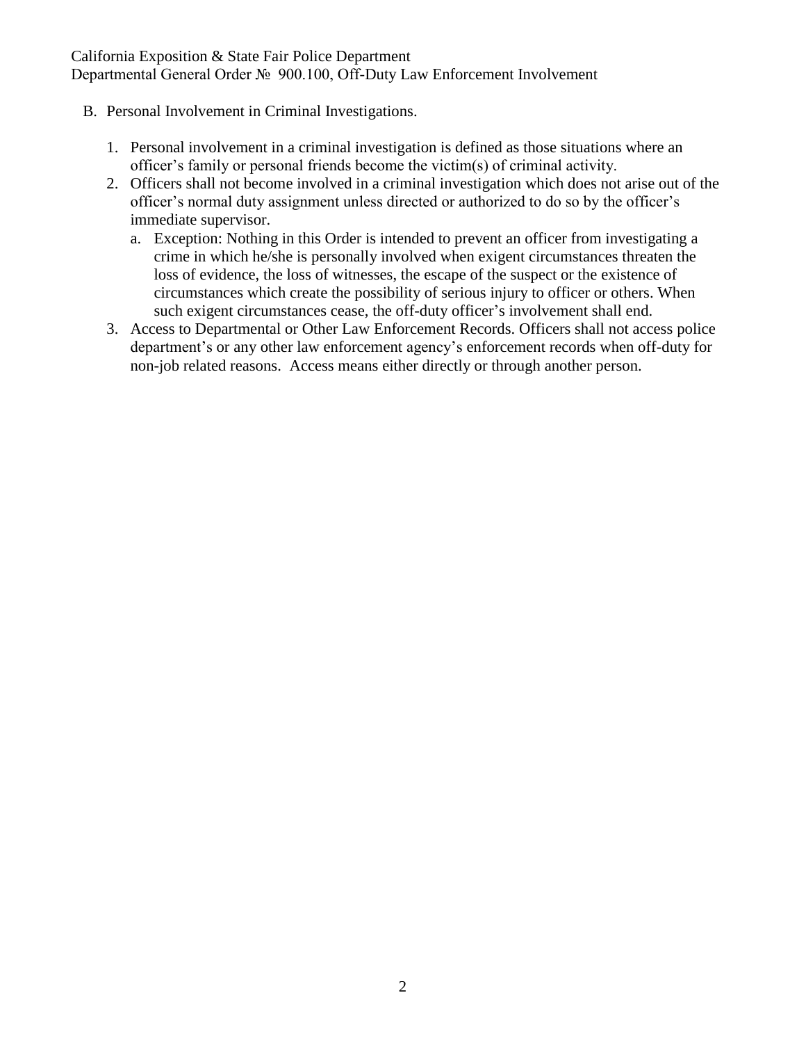B. Personal Involvement in Criminal Investigations.

1. Personal involvement in a criminal investigation is defined as those situations where an officer's family or personal friends become the victim(s) of criminal activity.
2. Officers shall not become involved in a criminal investigation which does not arise out of the officer's normal duty assignment unless directed or authorized to do so by the officer's immediate supervisor.
   a. Exception: Nothing in this Order is intended to prevent an officer from investigating a crime in which he/she is personally involved when exigent circumstances threaten the loss of evidence, the loss of witnesses, the escape of the suspect or the existence of circumstances which create the possibility of serious injury to officer or others. When such exigent circumstances cease, the off-duty officer's involvement shall end.
3. Access to Departmental or Other Law Enforcement Records. Officers shall not access police department's or any other law enforcement agency's enforcement records when off-duty for non-job related reasons. Access means either directly or through another person.